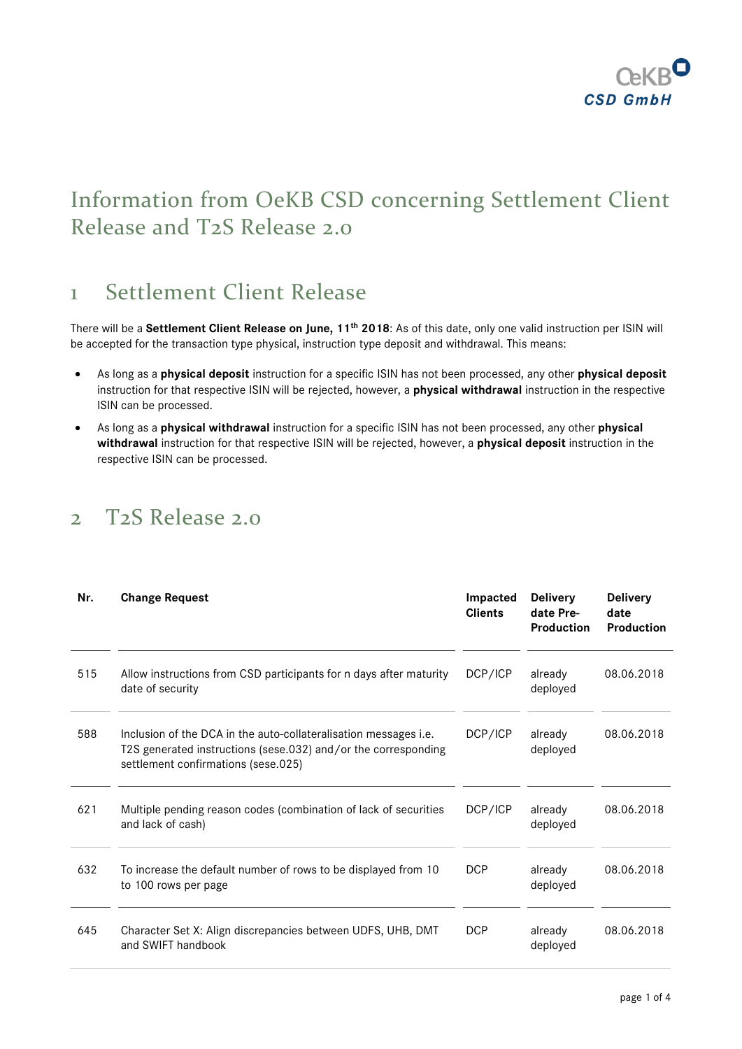# Information from OeKB CSD concerning Settlement Client Release and T2S Release 2.0

## 1 Settlement Client Release

There will be a **Settlement Client Release on June, 11th 2018**: As of this date, only one valid instruction per ISIN will be accepted for the transaction type physical, instruction type deposit and withdrawal. This means:

- As long as a **physical deposit** instruction for a specific ISIN has not been processed, any other **physical deposit** instruction for that respective ISIN will be rejected, however, a **physical withdrawal** instruction in the respective ISIN can be processed.
- As long as a **physical withdrawal** instruction for a specific ISIN has not been processed, any other **physical withdrawal** instruction for that respective ISIN will be rejected, however, a **physical deposit** instruction in the respective ISIN can be processed.

## 2 T2S Release 2.0

| Nr. | Change Request | Impacted Clients | Delivery date Pre-Production | Delivery date Production |
|---|---|---|---|---|
| 515 | Allow instructions from CSD participants for n days after maturity date of security | DCP/ICP | already deployed | 08.06.2018 |
| 588 | Inclusion of the DCA in the auto-collateralisation messages i.e. T2S generated instructions (sese.032) and/or the corresponding settlement confirmations (sese.025) | DCP/ICP | already deployed | 08.06.2018 |
| 621 | Multiple pending reason codes (combination of lack of securities and lack of cash) | DCP/ICP | already deployed | 08.06.2018 |
| 632 | To increase the default number of rows to be displayed from 10 to 100 rows per page | DCP | already deployed | 08.06.2018 |
| 645 | Character Set X: Align discrepancies between UDFS, UHB, DMT and SWIFT handbook | DCP | already deployed | 08.06.2018 |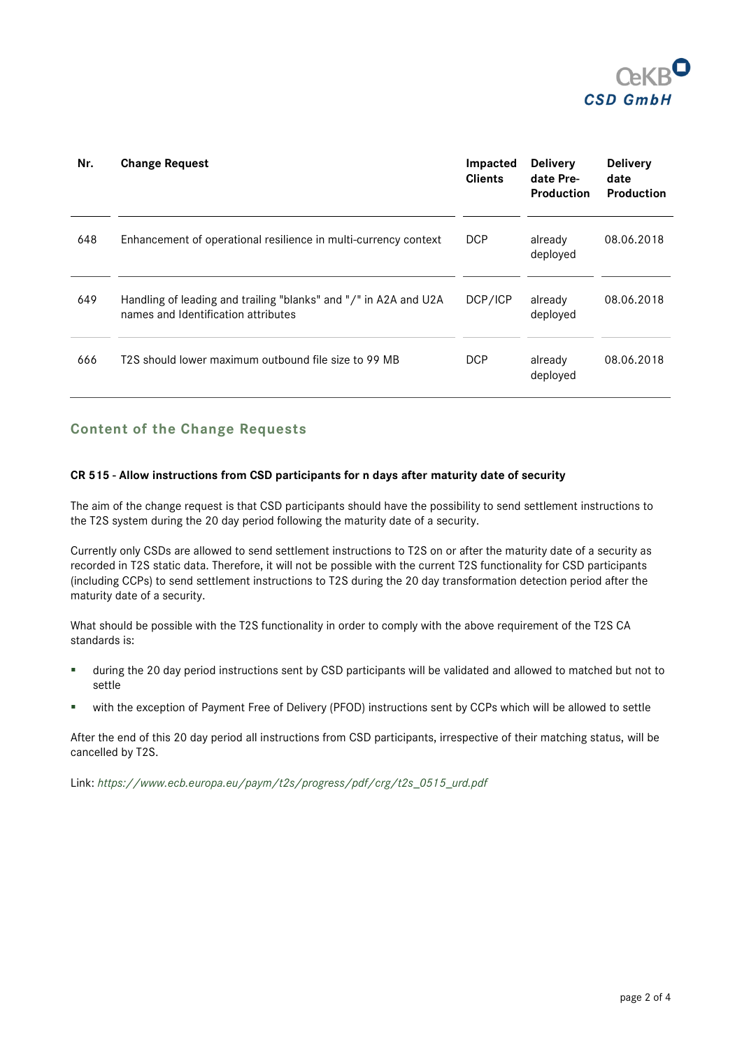| Nr. | Change Request | Impacted Clients | Delivery date Pre-Production | Delivery date Production |
|---|---|---|---|---|
| 648 | Enhancement of operational resilience in multi-currency context | DCP | already deployed | 08.06.2018 |
| 649 | Handling of leading and trailing "blanks" and "/" in A2A and U2A names and Identification attributes | DCP/ICP | already deployed | 08.06.2018 |
| 666 | T2S should lower maximum outbound file size to 99 MB | DCP | already deployed | 08.06.2018 |

## Content of the Change Requests

**CR 515 - Allow instructions from CSD participants for n days after maturity date of security**

The aim of the change request is that CSD participants should have the possibility to send settlement instructions to the T2S system during the 20 day period following the maturity date of a security.

Currently only CSDs are allowed to send settlement instructions to T2S on or after the maturity date of a security as recorded in T2S static data. Therefore, it will not be possible with the current T2S functionality for CSD participants (including CCPs) to send settlement instructions to T2S during the 20 day transformation detection period after the maturity date of a security.

What should be possible with the T2S functionality in order to comply with the above requirement of the T2S CA standards is:

- during the 20 day period instructions sent by CSD participants will be validated and allowed to matched but not to settle
- with the exception of Payment Free of Delivery (PFOD) instructions sent by CCPs which will be allowed to settle

After the end of this 20 day period all instructions from CSD participants, irrespective of their matching status, will be cancelled by T2S.

Link: *https://www.ecb.europa.eu/paym/t2s/progress/pdf/crg/t2s_0515_urd.pdf*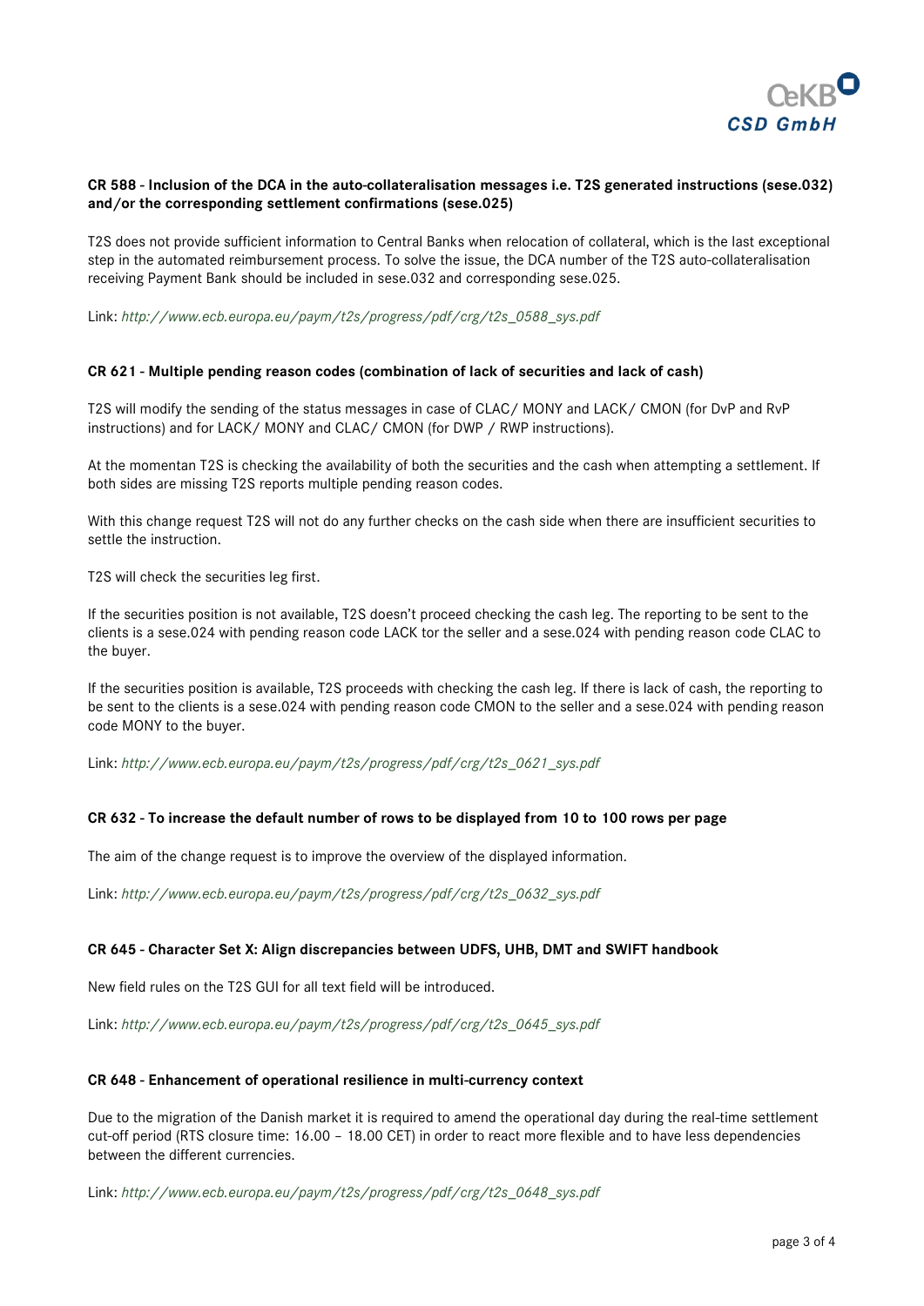**CR 588 - Inclusion of the DCA in the auto-collateralisation messages i.e. T2S generated instructions (sese.032) and/or the corresponding settlement confirmations (sese.025)**

T2S does not provide sufficient information to Central Banks when relocation of collateral, which is the last exceptional step in the automated reimbursement process. To solve the issue, the DCA number of the T2S auto-collateralisation receiving Payment Bank should be included in sese.032 and corresponding sese.025.

Link: *http://www.ecb.europa.eu/paym/t2s/progress/pdf/crg/t2s_0588_sys.pdf*

**CR 621 - Multiple pending reason codes (combination of lack of securities and lack of cash)**

T2S will modify the sending of the status messages in case of CLAC/ MONY and LACK/ CMON (for DvP and RvP instructions) and for LACK/ MONY and CLAC/ CMON (for DWP / RWP instructions).

At the momentan T2S is checking the availability of both the securities and the cash when attempting a settlement. If both sides are missing T2S reports multiple pending reason codes.

With this change request T2S will not do any further checks on the cash side when there are insufficient securities to settle the instruction.

T2S will check the securities leg first.

If the securities position is not available, T2S doesn't proceed checking the cash leg. The reporting to be sent to the clients is a sese.024 with pending reason code LACK tor the seller and a sese.024 with pending reason code CLAC to the buyer.

If the securities position is available, T2S proceeds with checking the cash leg. If there is lack of cash, the reporting to be sent to the clients is a sese.024 with pending reason code CMON to the seller and a sese.024 with pending reason code MONY to the buyer.

Link: *http://www.ecb.europa.eu/paym/t2s/progress/pdf/crg/t2s_0621_sys.pdf*

**CR 632 - To increase the default number of rows to be displayed from 10 to 100 rows per page**

The aim of the change request is to improve the overview of the displayed information.

Link: *http://www.ecb.europa.eu/paym/t2s/progress/pdf/crg/t2s_0632_sys.pdf*

**CR 645 - Character Set X: Align discrepancies between UDFS, UHB, DMT and SWIFT handbook**

New field rules on the T2S GUI for all text field will be introduced.

Link: *http://www.ecb.europa.eu/paym/t2s/progress/pdf/crg/t2s_0645_sys.pdf*

**CR 648 - Enhancement of operational resilience in multi-currency context**

Due to the migration of the Danish market it is required to amend the operational day during the real-time settlement cut-off period (RTS closure time: 16.00 – 18.00 CET) in order to react more flexible and to have less dependencies between the different currencies.

Link: *http://www.ecb.europa.eu/paym/t2s/progress/pdf/crg/t2s_0648_sys.pdf*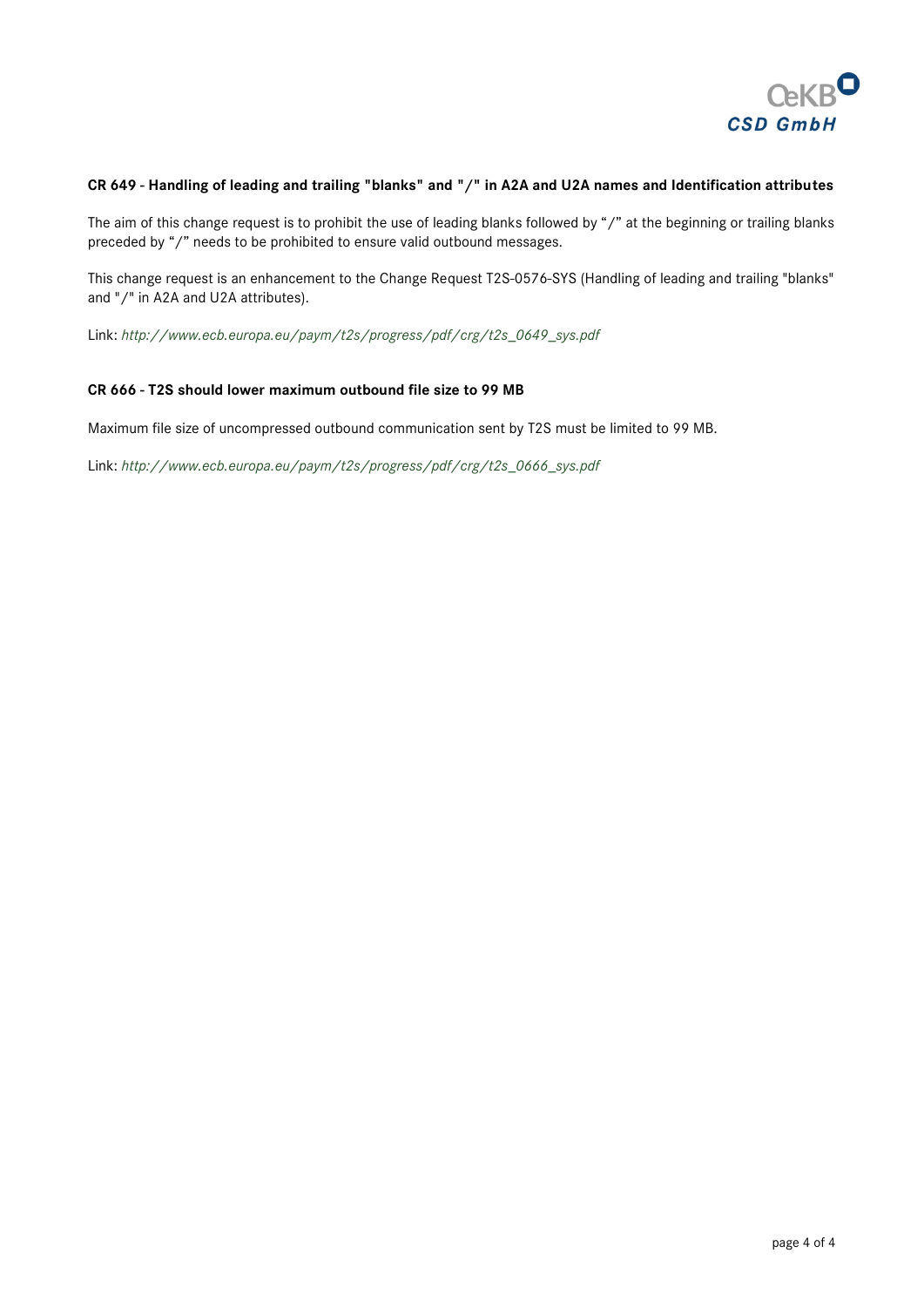### CR 649 - Handling of leading and trailing "blanks" and "/" in A2A and U2A names and Identification attributes

The aim of this change request is to prohibit the use of leading blanks followed by "/" at the beginning or trailing blanks preceded by "/" needs to be prohibited to ensure valid outbound messages.

This change request is an enhancement to the Change Request T2S-0576-SYS (Handling of leading and trailing "blanks" and "/" in A2A and U2A attributes).

Link: *http://www.ecb.europa.eu/paym/t2s/progress/pdf/crg/t2s_0649_sys.pdf*

### CR 666 - T2S should lower maximum outbound file size to 99 MB

Maximum file size of uncompressed outbound communication sent by T2S must be limited to 99 MB.

Link: *http://www.ecb.europa.eu/paym/t2s/progress/pdf/crg/t2s_0666_sys.pdf*